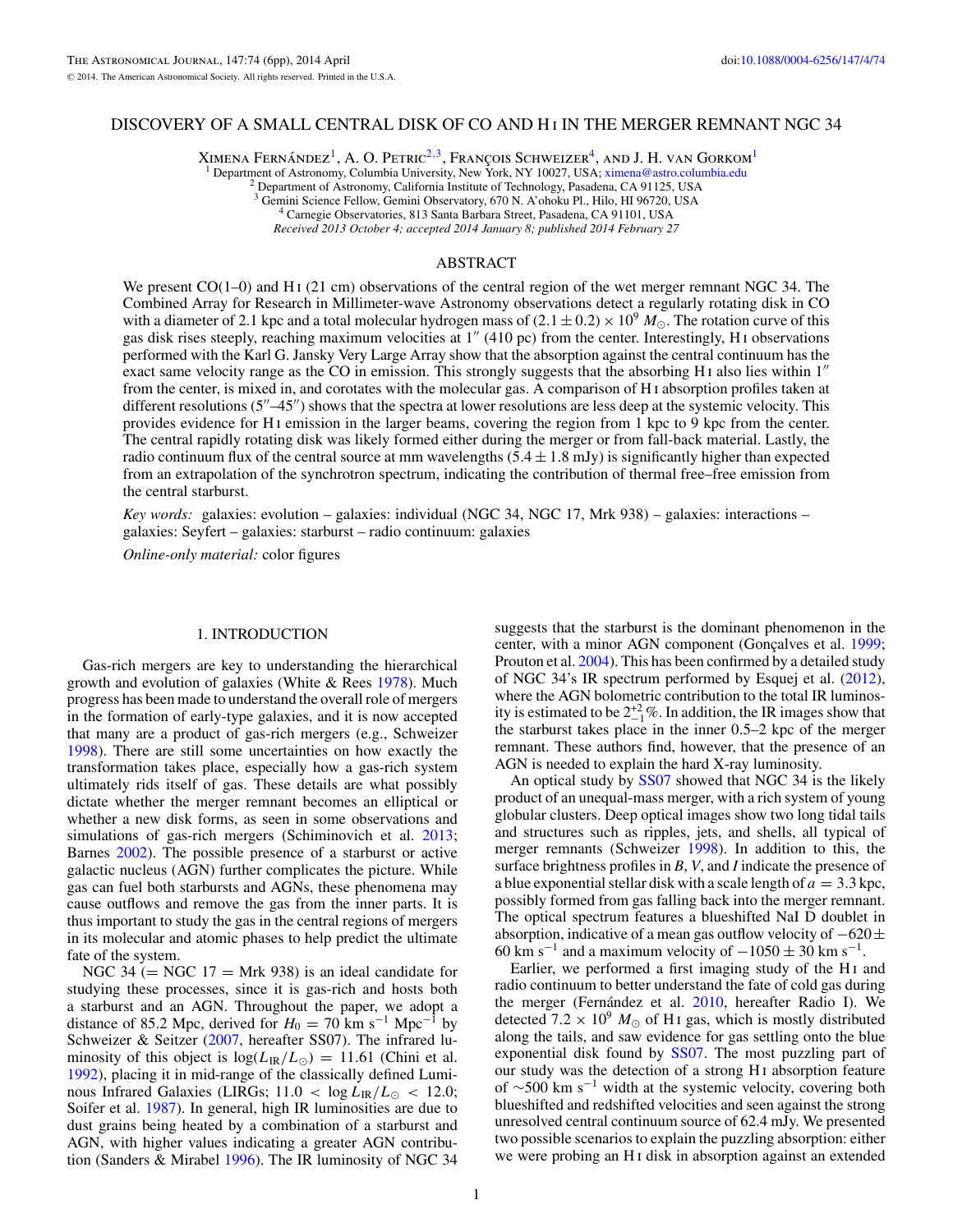# DISCOVERY OF A SMALL CENTRAL DISK OF CO AND H I IN THE MERGER REMNANT NGC 34

Ximena Fernández[1], A. O. Petric[2,3], François Schweizer[4], and J. H. van Gorkom[1]

[1] Department of Astronomy, Columbia University, New York, NY 10027, USA; ximena@astro.columbia.edu
[2] Department of Astronomy, California Institute of Technology, Pasadena, CA 91125, USA
[3] Gemini Science Fellow, Gemini Observatory, 670 N. A'ohoku Pl., Hilo, HI 96720, USA
[4] Carnegie Observatories, 813 Santa Barbara Street, Pasadena, CA 91101, USA

*Received 2013 October 4; accepted 2014 January 8; published 2014 February 27*

## ABSTRACT

We present CO(1–0) and H I (21 cm) observations of the central region of the wet merger remnant NGC 34. The Combined Array for Research in Millimeter-wave Astronomy observations detect a regularly rotating disk in CO with a diameter of 2.1 kpc and a total molecular hydrogen mass of $(2.1 \pm 0.2) \times 10^9\ M_\odot$. The rotation curve of this gas disk rises steeply, reaching maximum velocities at $1''$ (410 pc) from the center. Interestingly, H I observations performed with the Karl G. Jansky Very Large Array show that the absorption against the central continuum has the exact same velocity range as the CO in emission. This strongly suggests that the absorbing H I also lies within $1''$ from the center, is mixed in, and corotates with the molecular gas. A comparison of H I absorption profiles taken at different resolutions ($5''$–$45''$) shows that the spectra at lower resolutions are less deep at the systemic velocity. This provides evidence for H I emission in the larger beams, covering the region from 1 kpc to 9 kpc from the center. The central rapidly rotating disk was likely formed either during the merger or from fall-back material. Lastly, the radio continuum flux of the central source at mm wavelengths ($5.4 \pm 1.8$ mJy) is significantly higher than expected from an extrapolation of the synchrotron spectrum, indicating the contribution of thermal free–free emission from the central starburst.

*Key words:* galaxies: evolution – galaxies: individual (NGC 34, NGC 17, Mrk 938) – galaxies: interactions – galaxies: Seyfert – galaxies: starburst – radio continuum: galaxies

*Online-only material:* color figures

## 1. INTRODUCTION

Gas-rich mergers are key to understanding the hierarchical growth and evolution of galaxies (White & Rees 1978). Much progress has been made to understand the overall role of mergers in the formation of early-type galaxies, and it is now accepted that many are a product of gas-rich mergers (e.g., Schweizer 1998). There are still some uncertainties on how exactly the transformation takes place, especially how a gas-rich system ultimately rids itself of gas. These details are what possibly dictate whether the merger remnant becomes an elliptical or whether a new disk forms, as seen in some observations and simulations of gas-rich mergers (Schiminovich et al. 2013; Barnes 2002). The possible presence of a starburst or active galactic nucleus (AGN) further complicates the picture. While gas can fuel both starbursts and AGNs, these phenomena may cause outflows and remove the gas from the inner parts. It is thus important to study the gas in the central regions of mergers in its molecular and atomic phases to help predict the ultimate fate of the system.

NGC 34 (= NGC 17 = Mrk 938) is an ideal candidate for studying these processes, since it is gas-rich and hosts both a starburst and an AGN. Throughout the paper, we adopt a distance of 85.2 Mpc, derived for $H_0 = 70$ km s$^{-1}$ Mpc$^{-1}$ by Schweizer & Seitzer (2007, hereafter SS07). The infrared luminosity of this object is $\log(L_{\rm IR}/L_\odot) = 11.61$ (Chini et al. 1992), placing it in mid-range of the classically defined Luminous Infrared Galaxies (LIRGs; $11.0 < \log L_{\rm IR}/L_\odot < 12.0$; Soifer et al. 1987). In general, high IR luminosities are due to dust grains being heated by a combination of a starburst and AGN, with higher values indicating a greater AGN contribution (Sanders & Mirabel 1996). The IR luminosity of NGC 34 suggests that the starburst is the dominant phenomenon in the center, with a minor AGN component (Gonçalves et al. 1999; Prouton et al. 2004). This has been confirmed by a detailed study of NGC 34's IR spectrum performed by Esquej et al. (2012), where the AGN bolometric contribution to the total IR luminosity is estimated to be $2^{+2}_{-1}$%. In addition, the IR images show that the starburst takes place in the inner 0.5–2 kpc of the merger remnant. These authors find, however, that the presence of an AGN is needed to explain the hard X-ray luminosity.

An optical study by SS07 showed that NGC 34 is the likely product of an unequal-mass merger, with a rich system of young globular clusters. Deep optical images show two long tidal tails and structures such as ripples, jets, and shells, all typical of merger remnants (Schweizer 1998). In addition to this, the surface brightness profiles in $B$, $V$, and $I$ indicate the presence of a blue exponential stellar disk with a scale length of $a = 3.3$ kpc, possibly formed from gas falling back into the merger remnant. The optical spectrum features a blueshifted NaI D doublet in absorption, indicative of a mean gas outflow velocity of $-620 \pm 60$ km s$^{-1}$ and a maximum velocity of $-1050 \pm 30$ km s$^{-1}$.

Earlier, we performed a first imaging study of the H I and radio continuum to better understand the fate of cold gas during the merger (Fernández et al. 2010, hereafter Radio I). We detected $7.2 \times 10^9\ M_\odot$ of H I gas, which is mostly distributed along the tails, and saw evidence for gas settling onto the blue exponential disk found by SS07. The most puzzling part of our study was the detection of a strong H I absorption feature of $\sim$500 km s$^{-1}$ width at the systemic velocity, covering both blueshifted and redshifted velocities and seen against the strong unresolved central continuum source of 62.4 mJy. We presented two possible scenarios to explain the puzzling absorption: either we were probing an H I disk in absorption against an extended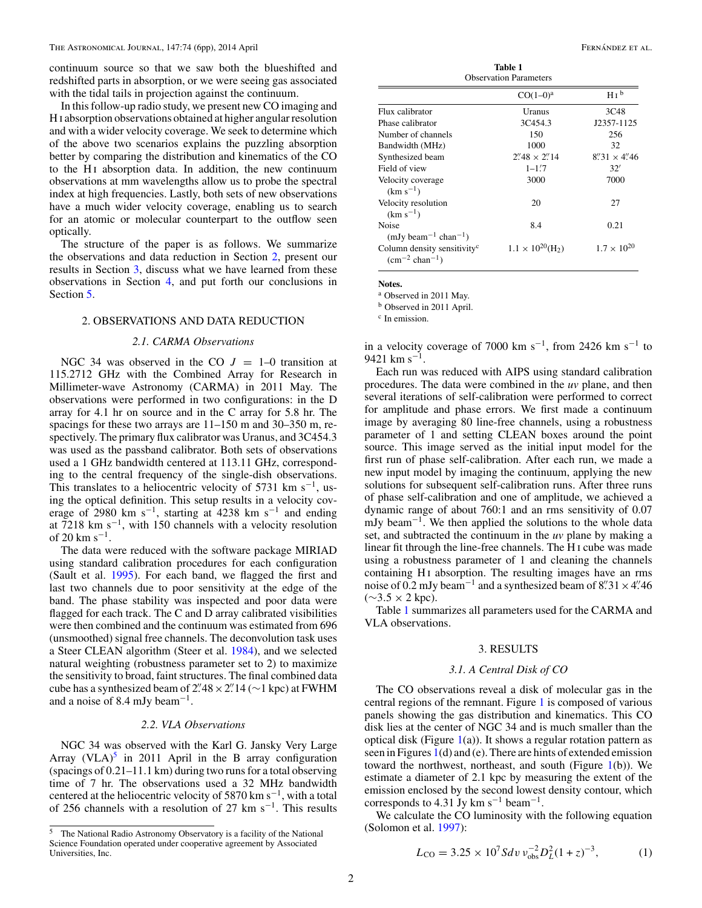continuum source so that we saw both the blueshifted and redshifted parts in absorption, or we were seeing gas associated with the tidal tails in projection against the continuum.

In this follow-up radio study, we present new CO imaging and H I absorption observations obtained at higher angular resolution and with a wider velocity coverage. We seek to determine which of the above two scenarios explains the puzzling absorption better by comparing the distribution and kinematics of the CO to the H I absorption data. In addition, the new continuum observations at mm wavelengths allow us to probe the spectral index at high frequencies. Lastly, both sets of new observations have a much wider velocity coverage, enabling us to search for an atomic or molecular counterpart to the outflow seen optically.

The structure of the paper is as follows. We summarize the observations and data reduction in Section 2, present our results in Section 3, discuss what we have learned from these observations in Section 4, and put forth our conclusions in Section 5.

## 2. OBSERVATIONS AND DATA REDUCTION

### 2.1. CARMA Observations

NGC 34 was observed in the CO $J = 1$–0 transition at 115.2712 GHz with the Combined Array for Research in Millimeter-wave Astronomy (CARMA) in 2011 May. The observations were performed in two configurations: in the D array for 4.1 hr on source and in the C array for 5.8 hr. The spacings for these two arrays are 11–150 m and 30–350 m, respectively. The primary flux calibrator was Uranus, and 3C454.3 was used as the passband calibrator. Both sets of observations used a 1 GHz bandwidth centered at 113.11 GHz, corresponding to the central frequency of the single-dish observations. This translates to a heliocentric velocity of 5731 km s$^{-1}$, using the optical definition. This setup results in a velocity coverage of 2980 km s$^{-1}$, starting at 4238 km s$^{-1}$ and ending at 7218 km s$^{-1}$, with 150 channels with a velocity resolution of 20 km s$^{-1}$.

The data were reduced with the software package MIRIAD using standard calibration procedures for each configuration (Sault et al. 1995). For each band, we flagged the first and last two channels due to poor sensitivity at the edge of the band. The phase stability was inspected and poor data were flagged for each track. The C and D array calibrated visibilities were then combined and the continuum was estimated from 696 (unsmoothed) signal free channels. The deconvolution task uses a Steer CLEAN algorithm (Steer et al. 1984), and we selected natural weighting (robustness parameter set to 2) to maximize the sensitivity to broad, faint structures. The final combined data cube has a synthesized beam of 2.″48 × 2.″14 (∼1 kpc) at FWHM and a noise of 8.4 mJy beam$^{-1}$.

### 2.2. VLA Observations

NGC 34 was observed with the Karl G. Jansky Very Large Array (VLA)[5] in 2011 April in the B array configuration (spacings of 0.21–11.1 km) during two runs for a total observing time of 7 hr. The observations used a 32 MHz bandwidth centered at the heliocentric velocity of 5870 km s$^{-1}$, with a total of 256 channels with a resolution of 27 km s$^{-1}$. This results in a velocity coverage of 7000 km s$^{-1}$, from 2426 km s$^{-1}$ to 9421 km s$^{-1}$.

Each run was reduced with AIPS using standard calibration procedures. The data were combined in the *uv* plane, and then several iterations of self-calibration were performed to correct for amplitude and phase errors. We first made a continuum image by averaging 80 line-free channels, using a robustness parameter of 1 and setting CLEAN boxes around the point source. This image served as the initial input model for the first run of phase self-calibration. After each run, we made a new input model by imaging the continuum, applying the new solutions for subsequent self-calibration runs. After three runs of phase self-calibration and one of amplitude, we achieved a dynamic range of about 760:1 and an rms sensitivity of 0.07 mJy beam$^{-1}$. We then applied the solutions to the whole data set, and subtracted the continuum in the *uv* plane by making a linear fit through the line-free channels. The H I cube was made using a robustness parameter of 1 and cleaning the channels containing H I absorption. The resulting images have an rms noise of 0.2 mJy beam$^{-1}$ and a synthesized beam of 8.″31 × 4.″46 (∼3.5 × 2 kpc).

Table 1 summarizes all parameters used for the CARMA and VLA observations.

**Table 1**
Observation Parameters

| | CO(1–0)[a] | H I[b] |
|---|---|---|
| Flux calibrator | Uranus | 3C48 |
| Phase calibrator | 3C454.3 | J2357-1125 |
| Number of channels | 150 | 256 |
| Bandwidth (MHz) | 1000 | 32 |
| Synthesized beam | 2.″48 × 2.″14 | 8.″31 × 4.″46 |
| Field of view | 1–1.′7 | 32′ |
| Velocity coverage (km s$^{-1}$) | 3000 | 7000 |
| Velocity resolution (km s$^{-1}$) | 20 | 27 |
| Noise (mJy beam$^{-1}$ chan$^{-1}$) | 8.4 | 0.21 |
| Column density sensitivity[c] (cm$^{-2}$ chan$^{-1}$) | $1.1 \times 10^{20}$($H_2$) | $1.7 \times 10^{20}$ |

**Notes.**
[a] Observed in 2011 May.
[b] Observed in 2011 April.
[c] In emission.

## 3. RESULTS

### 3.1. A Central Disk of CO

The CO observations reveal a disk of molecular gas in the central regions of the remnant. Figure 1 is composed of various panels showing the gas distribution and kinematics. This CO disk lies at the center of NGC 34 and is much smaller than the optical disk (Figure 1(a)). It shows a regular rotation pattern as seen in Figures 1(d) and (e). There are hints of extended emission toward the northwest, northeast, and south (Figure 1(b)). We estimate a diameter of 2.1 kpc by measuring the extent of the emission enclosed by the second lowest density contour, which corresponds to 4.31 Jy km s$^{-1}$ beam$^{-1}$.

We calculate the CO luminosity with the following equation (Solomon et al. 1997):

$$L_{\rm CO} = 3.25 \times 10^7 S dv\, \nu_{\rm obs}^{-2} D_L^2 (1+z)^{-3}, \qquad (1)$$

[5] The National Radio Astronomy Observatory is a facility of the National Science Foundation operated under cooperative agreement by Associated Universities, Inc.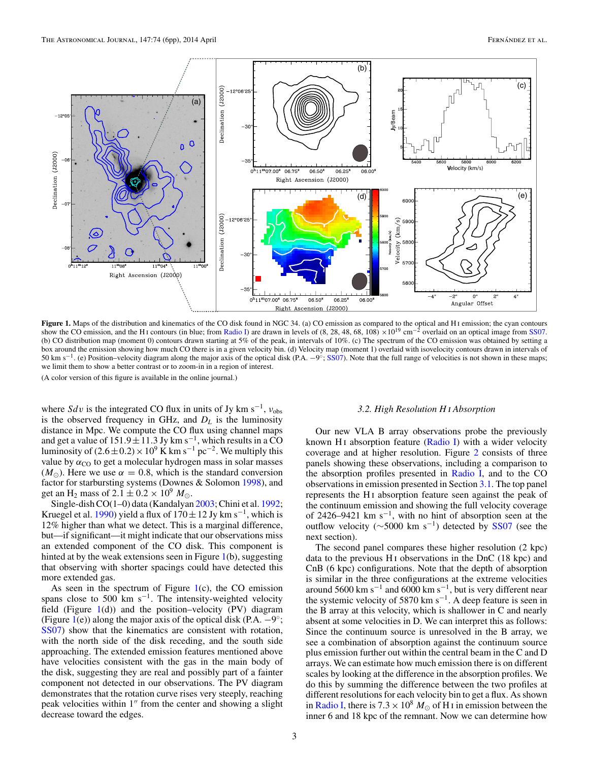**Figure 1.** Maps of the distribution and kinematics of the CO disk found in NGC 34. (a) CO emission as compared to the optical and H I emission; the cyan contours show the CO emission, and the H I contours (in blue; from Radio I) are drawn in levels of (8, 28, 48, 68, 108) $\times 10^{19}$ cm$^{-2}$ overlaid on an optical image from SS07. (b) CO distribution map (moment 0) contours drawn starting at 5% of the peak, in intervals of 10%. (c) The spectrum of the CO emission was obtained by setting a box around the emission showing how much CO there is in a given velocity bin. (d) Velocity map (moment 1) overlaid with isovelocity contours drawn in intervals of 50 km s$^{-1}$. (e) Position–velocity diagram along the major axis of the optical disk (P.A. $-9°$; SS07). Note that the full range of velocities is not shown in these maps; we limit them to show a better contrast or to zoom-in in a region of interest.

(A color version of this figure is available in the online journal.)

where $Sdv$ is the integrated CO flux in units of Jy km s$^{-1}$, $\nu_{\rm obs}$ is the observed frequency in GHz, and $D_L$ is the luminosity distance in Mpc. We compute the CO flux using channel maps and get a value of $151.9 \pm 11.3$ Jy km s$^{-1}$, which results in a CO luminosity of $(2.6 \pm 0.2) \times 10^9$ K km s$^{-1}$ pc$^{-2}$. We multiply this value by $\alpha_{\rm CO}$ to get a molecular hydrogen mass in solar masses ($M_\odot$). Here we use $\alpha = 0.8$, which is the standard conversion factor for starbursting systems (Downes & Solomon 1998), and get an $H_2$ mass of $2.1 \pm 0.2 \times 10^9$ $M_\odot$.

Single-dish CO(1–0) data (Kandalyan 2003; Chini et al. 1992; Kruegel et al. 1990) yield a flux of $170 \pm 12$ Jy km s$^{-1}$, which is 12% higher than what we detect. This is a marginal difference, but—if significant—it might indicate that our observations miss an extended component of the CO disk. This component is hinted at by the weak extensions seen in Figure 1(b), suggesting that observing with shorter spacings could have detected this more extended gas.

As seen in the spectrum of Figure 1(c), the CO emission spans close to 500 km s$^{-1}$. The intensity-weighted velocity field (Figure 1(d)) and the position–velocity (PV) diagram (Figure 1(e)) along the major axis of the optical disk (P.A. $-9°$; SS07) show that the kinematics are consistent with rotation, with the north side of the disk receding, and the south side approaching. The extended emission features mentioned above have velocities consistent with the gas in the main body of the disk, suggesting they are real and possibly part of a fainter component not detected in our observations. The PV diagram demonstrates that the rotation curve rises very steeply, reaching peak velocities within 1″ from the center and showing a slight decrease toward the edges.

### 3.2. High Resolution H I Absorption

Our new VLA B array observations probe the previously known H I absorption feature (Radio I) with a wider velocity coverage and at higher resolution. Figure 2 consists of three panels showing these observations, including a comparison to the absorption profiles presented in Radio I, and to the CO observations in emission presented in Section 3.1. The top panel represents the H I absorption feature seen against the peak of the continuum emission and showing the full velocity coverage of 2426–9421 km s$^{-1}$, with no hint of absorption seen at the outflow velocity ($\sim$5000 km s$^{-1}$) detected by SS07 (see the next section).

The second panel compares these higher resolution (2 kpc) data to the previous H I observations in the DnC (18 kpc) and CnB (6 kpc) configurations. Note that the depth of absorption is similar in the three configurations at the extreme velocities around 5600 km s$^{-1}$ and 6000 km s$^{-1}$, but is very different near the systemic velocity of 5870 km s$^{-1}$. A deep feature is seen in the B array at this velocity, which is shallower in C and nearly absent at some velocities in D. We can interpret this as follows: Since the continuum source is unresolved in the B array, we see a combination of absorption against the continuum source plus emission further out within the central beam in the C and D arrays. We can estimate how much emission there is on different scales by looking at the difference in the absorption profiles. We do this by summing the difference between the two profiles at different resolutions for each velocity bin to get a flux. As shown in Radio I, there is $7.3 \times 10^8$ $M_\odot$ of H I in emission between the inner 6 and 18 kpc of the remnant. Now we can determine how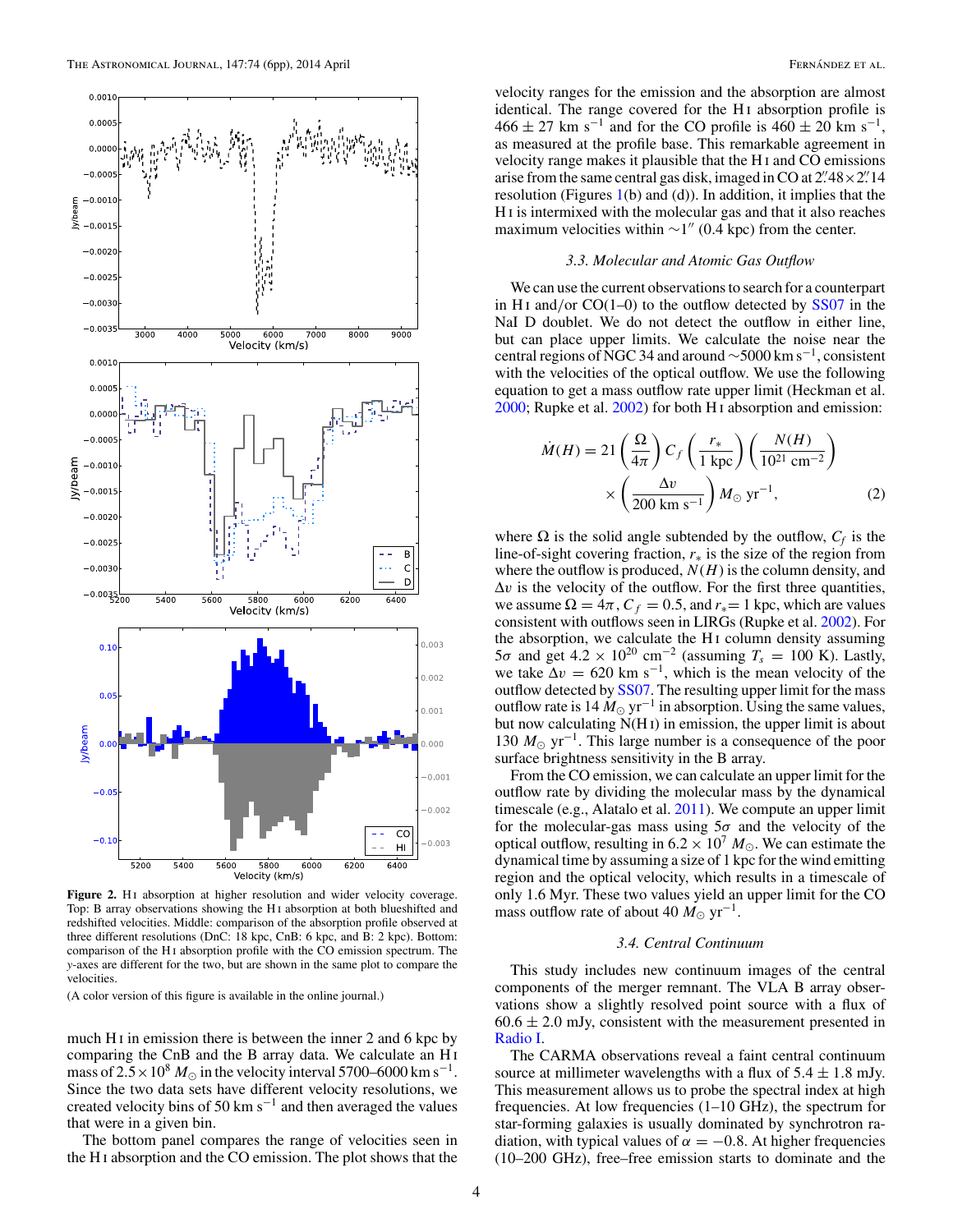**Figure 2.** H I absorption at higher resolution and wider velocity coverage. Top: B array observations showing the H I absorption at both blueshifted and redshifted velocities. Middle: comparison of the absorption profile observed at three different resolutions (DnC: 18 kpc, CnB: 6 kpc, and B: 2 kpc). Bottom: comparison of the H I absorption profile with the CO emission spectrum. The $y$-axes are different for the two, but are shown in the same plot to compare the velocities.

(A color version of this figure is available in the online journal.)

much H I in emission there is between the inner 2 and 6 kpc by comparing the CnB and the B array data. We calculate an H I mass of $2.5 \times 10^8\, M_\odot$ in the velocity interval 5700–6000 km s$^{-1}$. Since the two data sets have different velocity resolutions, we created velocity bins of 50 km s$^{-1}$ and then averaged the values that were in a given bin.

The bottom panel compares the range of velocities seen in the H I absorption and the CO emission. The plot shows that the velocity ranges for the emission and the absorption are almost identical. The range covered for the H I absorption profile is $466 \pm 27$ km s$^{-1}$ and for the CO profile is $460 \pm 20$ km s$^{-1}$, as measured at the profile base. This remarkable agreement in velocity range makes it plausible that the H I and CO emissions arise from the same central gas disk, imaged in CO at $2\farcs48 \times 2\farcs14$ resolution (Figures 1(b) and (d)). In addition, it implies that the H I is intermixed with the molecular gas and that it also reaches maximum velocities within $\sim 1''$ (0.4 kpc) from the center.

### 3.3. Molecular and Atomic Gas Outflow

We can use the current observations to search for a counterpart in H I and/or CO(1–0) to the outflow detected by SS07 in the NaI D doublet. We do not detect the outflow in either line, but can place upper limits. We calculate the noise near the central regions of NGC 34 and around $\sim$5000 km s$^{-1}$, consistent with the velocities of the optical outflow. We use the following equation to get a mass outflow rate upper limit (Heckman et al. 2000; Rupke et al. 2002) for both H I absorption and emission:

$$\dot{M}(H) = 21 \left(\frac{\Omega}{4\pi}\right) C_f \left(\frac{r_*}{1\ \mathrm{kpc}}\right) \left(\frac{N(H)}{10^{21}\ \mathrm{cm}^{-2}}\right) \times \left(\frac{\Delta v}{200\ \mathrm{km\ s}^{-1}}\right) M_\odot\ \mathrm{yr}^{-1}, \quad (2)$$

where $\Omega$ is the solid angle subtended by the outflow, $C_f$ is the line-of-sight covering fraction, $r_*$ is the size of the region from where the outflow is produced, $N(H)$ is the column density, and $\Delta v$ is the velocity of the outflow. For the first three quantities, we assume $\Omega = 4\pi$, $C_f = 0.5$, and $r_* = 1$ kpc, which are values consistent with outflows seen in LIRGs (Rupke et al. 2002). For the absorption, we calculate the H I column density assuming $5\sigma$ and get $4.2 \times 10^{20}$ cm$^{-2}$ (assuming $T_s = 100$ K). Lastly, we take $\Delta v = 620$ km s$^{-1}$, which is the mean velocity of the outflow detected by SS07. The resulting upper limit for the mass outflow rate is 14 $M_\odot$ yr$^{-1}$ in absorption. Using the same values, but now calculating N(H I) in emission, the upper limit is about 130 $M_\odot$ yr$^{-1}$. This large number is a consequence of the poor surface brightness sensitivity in the B array.

From the CO emission, we can calculate an upper limit for the outflow rate by dividing the molecular mass by the dynamical timescale (e.g., Alatalo et al. 2011). We compute an upper limit for the molecular-gas mass using $5\sigma$ and the velocity of the optical outflow, resulting in $6.2 \times 10^7\, M_\odot$. We can estimate the dynamical time by assuming a size of 1 kpc for the wind emitting region and the optical velocity, which results in a timescale of only 1.6 Myr. These two values yield an upper limit for the CO mass outflow rate of about 40 $M_\odot$ yr$^{-1}$.

### 3.4. Central Continuum

This study includes new continuum images of the central components of the merger remnant. The VLA B array observations show a slightly resolved point source with a flux of $60.6 \pm 2.0$ mJy, consistent with the measurement presented in Radio I.

The CARMA observations reveal a faint central continuum source at millimeter wavelengths with a flux of $5.4 \pm 1.8$ mJy. This measurement allows us to probe the spectral index at high frequencies. At low frequencies (1–10 GHz), the spectrum for star-forming galaxies is usually dominated by synchrotron radiation, with typical values of $\alpha = -0.8$. At higher frequencies (10–200 GHz), free–free emission starts to dominate and the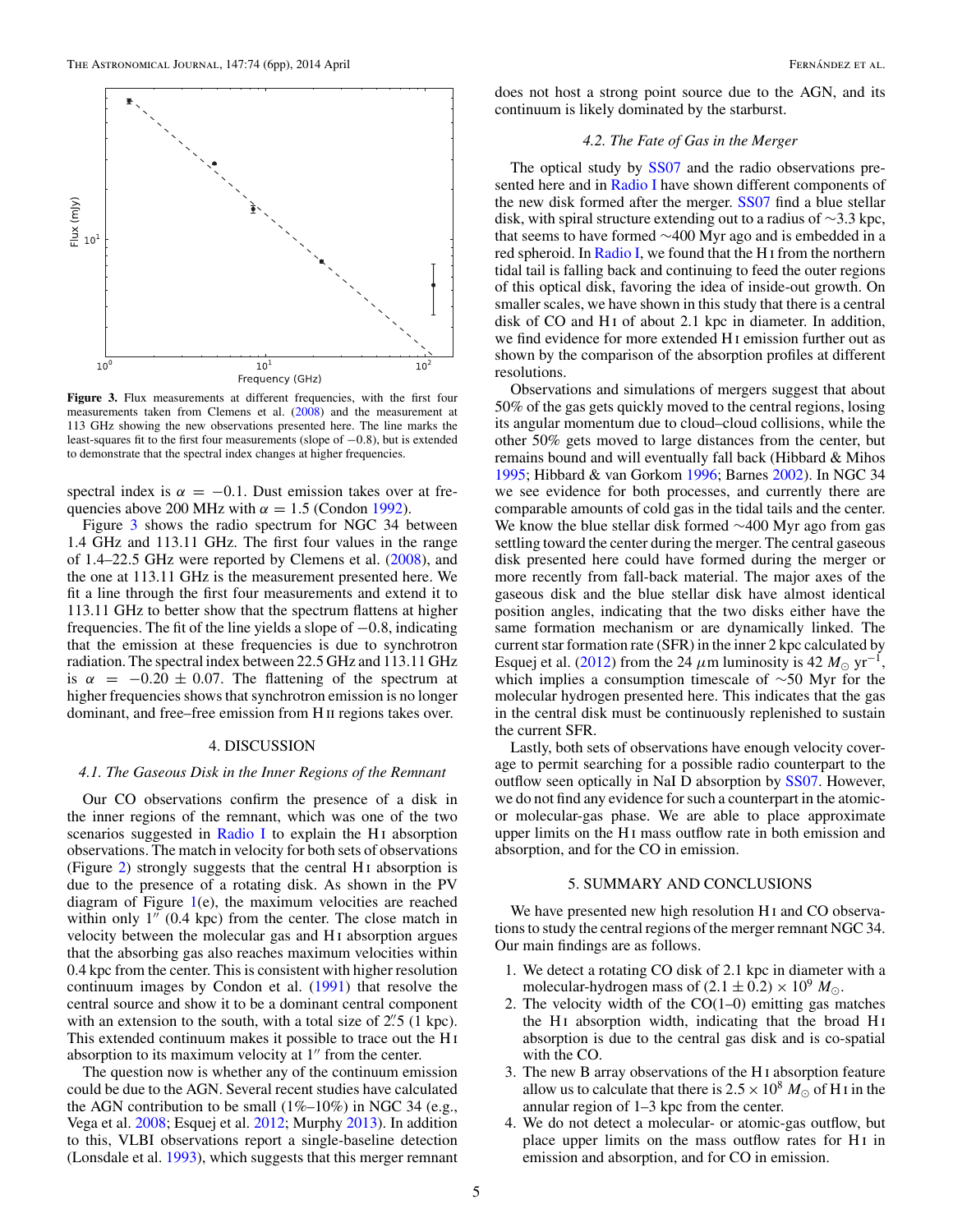**Figure 3.** Flux measurements at different frequencies, with the first four measurements taken from Clemens et al. (2008) and the measurement at 113 GHz showing the new observations presented here. The line marks the least-squares fit to the first four measurements (slope of −0.8), but is extended to demonstrate that the spectral index changes at higher frequencies.

spectral index is $\alpha = -0.1$. Dust emission takes over at frequencies above 200 MHz with $\alpha = 1.5$ (Condon 1992).

Figure 3 shows the radio spectrum for NGC 34 between 1.4 GHz and 113.11 GHz. The first four values in the range of 1.4–22.5 GHz were reported by Clemens et al. (2008), and the one at 113.11 GHz is the measurement presented here. We fit a line through the first four measurements and extend it to 113.11 GHz to better show that the spectrum flattens at higher frequencies. The fit of the line yields a slope of −0.8, indicating that the emission at these frequencies is due to synchrotron radiation. The spectral index between 22.5 GHz and 113.11 GHz is $\alpha = -0.20 \pm 0.07$. The flattening of the spectrum at higher frequencies shows that synchrotron emission is no longer dominant, and free–free emission from H II regions takes over.

## 4. DISCUSSION

### 4.1. The Gaseous Disk in the Inner Regions of the Remnant

Our CO observations confirm the presence of a disk in the inner regions of the remnant, which was one of the two scenarios suggested in Radio I to explain the H I absorption observations. The match in velocity for both sets of observations (Figure 2) strongly suggests that the central H I absorption is due to the presence of a rotating disk. As shown in the PV diagram of Figure 1(e), the maximum velocities are reached within only 1″ (0.4 kpc) from the center. The close match in velocity between the molecular gas and H I absorption argues that the absorbing gas also reaches maximum velocities within 0.4 kpc from the center. This is consistent with higher resolution continuum images by Condon et al. (1991) that resolve the central source and show it to be a dominant central component with an extension to the south, with a total size of 2.″5 (1 kpc). This extended continuum makes it possible to trace out the H I absorption to its maximum velocity at 1″ from the center.

The question now is whether any of the continuum emission could be due to the AGN. Several recent studies have calculated the AGN contribution to be small (1%–10%) in NGC 34 (e.g., Vega et al. 2008; Esquej et al. 2012; Murphy 2013). In addition to this, VLBI observations report a single-baseline detection (Lonsdale et al. 1993), which suggests that this merger remnant does not host a strong point source due to the AGN, and its continuum is likely dominated by the starburst.

### 4.2. The Fate of Gas in the Merger

The optical study by SS07 and the radio observations presented here and in Radio I have shown different components of the new disk formed after the merger. SS07 find a blue stellar disk, with spiral structure extending out to a radius of ∼3.3 kpc, that seems to have formed ∼400 Myr ago and is embedded in a red spheroid. In Radio I, we found that the H I from the northern tidal tail is falling back and continuing to feed the outer regions of this optical disk, favoring the idea of inside-out growth. On smaller scales, we have shown in this study that there is a central disk of CO and H I of about 2.1 kpc in diameter. In addition, we find evidence for more extended H I emission further out as shown by the comparison of the absorption profiles at different resolutions.

Observations and simulations of mergers suggest that about 50% of the gas gets quickly moved to the central regions, losing its angular momentum due to cloud–cloud collisions, while the other 50% gets moved to large distances from the center, but remains bound and will eventually fall back (Hibbard & Mihos 1995; Hibbard & van Gorkom 1996; Barnes 2002). In NGC 34 we see evidence for both processes, and currently there are comparable amounts of cold gas in the tidal tails and the center. We know the blue stellar disk formed ∼400 Myr ago from gas settling toward the center during the merger. The central gaseous disk presented here could have formed during the merger or more recently from fall-back material. The major axes of the gaseous disk and the blue stellar disk have almost identical position angles, indicating that the two disks either have the same formation mechanism or are dynamically linked. The current star formation rate (SFR) in the inner 2 kpc calculated by Esquej et al. (2012) from the 24 $\mu$m luminosity is 42 $M_\odot$ yr$^{-1}$, which implies a consumption timescale of ∼50 Myr for the molecular hydrogen presented here. This indicates that the gas in the central disk must be continuously replenished to sustain the current SFR.

Lastly, both sets of observations have enough velocity coverage to permit searching for a possible radio counterpart to the outflow seen optically in NaI D absorption by SS07. However, we do not find any evidence for such a counterpart in the atomic- or molecular-gas phase. We are able to place approximate upper limits on the H I mass outflow rate in both emission and absorption, and for the CO in emission.

## 5. SUMMARY AND CONCLUSIONS

We have presented new high resolution H I and CO observations to study the central regions of the merger remnant NGC 34. Our main findings are as follows.

1. We detect a rotating CO disk of 2.1 kpc in diameter with a molecular-hydrogen mass of $(2.1 \pm 0.2) \times 10^9\ M_\odot$.
2. The velocity width of the CO(1–0) emitting gas matches the H I absorption width, indicating that the broad H I absorption is due to the central gas disk and is co-spatial with the CO.
3. The new B array observations of the H I absorption feature allow us to calculate that there is $2.5 \times 10^8\ M_\odot$ of H I in the annular region of 1–3 kpc from the center.
4. We do not detect a molecular- or atomic-gas outflow, but place upper limits on the mass outflow rates for H I in emission and absorption, and for CO in emission.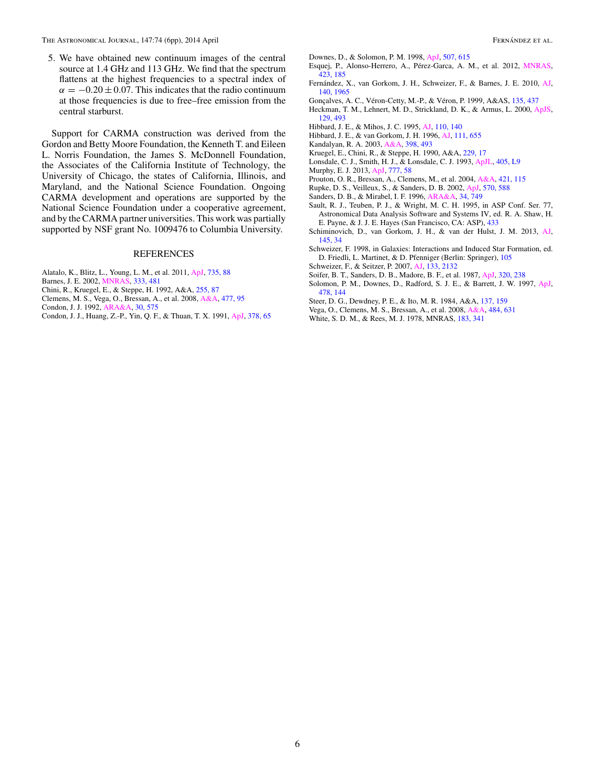5. We have obtained new continuum images of the central source at 1.4 GHz and 113 GHz. We find that the spectrum flattens at the highest frequencies to a spectral index of $\alpha = -0.20 \pm 0.07$. This indicates that the radio continuum at those frequencies is due to free–free emission from the central starburst.

Support for CARMA construction was derived from the Gordon and Betty Moore Foundation, the Kenneth T. and Eileen L. Norris Foundation, the James S. McDonnell Foundation, the Associates of the California Institute of Technology, the University of Chicago, the states of California, Illinois, and Maryland, and the National Science Foundation. Ongoing CARMA development and operations are supported by the National Science Foundation under a cooperative agreement, and by the CARMA partner universities. This work was partially supported by NSF grant No. 1009476 to Columbia University.

## REFERENCES

Alatalo, K., Blitz, L., Young, L. M., et al. 2011, ApJ, 735, 88
Barnes, J. E. 2002, MNRAS, 333, 481
Chini, R., Kruegel, E., & Steppe, H. 1992, A&A, 255, 87
Clemens, M. S., Vega, O., Bressan, A., et al. 2008, A&A, 477, 95
Condon, J. J. 1992, ARA&A, 30, 575
Condon, J. J., Huang, Z.-P., Yin, Q. F., & Thuan, T. X. 1991, ApJ, 378, 65
Downes, D., & Solomon, P. M. 1998, ApJ, 507, 615
Esquej, P., Alonso-Herrero, A., Pérez-Garca, A. M., et al. 2012, MNRAS, 423, 185
Fernández, X., van Gorkom, J. H., Schweizer, F., & Barnes, J. E. 2010, AJ, 140, 1965
Gonçalves, A. C., Véron-Cetty, M.-P., & Véron, P. 1999, A&AS, 135, 437
Heckman, T. M., Lehnert, M. D., Strickland, D. K., & Armus, L. 2000, ApJS, 129, 493
Hibbard, J. E., & Mihos, J. C. 1995, AJ, 110, 140
Hibbard, J. E., & van Gorkom, J. H. 1996, AJ, 111, 655
Kandalyan, R. A. 2003, A&A, 398, 493
Kruegel, E., Chini, R., & Steppe, H. 1990, A&A, 229, 17
Lonsdale, C. J., Smith, H. J., & Lonsdale, C. J. 1993, ApJL, 405, L9
Murphy, E. J. 2013, ApJ, 777, 58
Prouton, O. R., Bressan, A., Clemens, M., et al. 2004, A&A, 421, 115
Rupke, D. S., Veilleux, S., & Sanders, D. B. 2002, ApJ, 570, 588
Sanders, D. B., & Mirabel, I. F. 1996, ARA&A, 34, 749
Sault, R. J., Teuben, P. J., & Wright, M. C. H. 1995, in ASP Conf. Ser. 77, Astronomical Data Analysis Software and Systems IV, ed. R. A. Shaw, H. E. Payne, & J. J. E. Hayes (San Francisco, CA: ASP), 433
Schiminovich, D., van Gorkom, J. H., & van der Hulst, J. M. 2013, AJ, 145, 34
Schweizer, F. 1998, in Galaxies: Interactions and Induced Star Formation, ed. D. Friedli, L. Martinet, & D. Pfenniger (Berlin: Springer), 105
Schweizer, F., & Seitzer, P. 2007, AJ, 133, 2132
Soifer, B. T., Sanders, D. B., Madore, B. F., et al. 1987, ApJ, 320, 238
Solomon, P. M., Downes, D., Radford, S. J. E., & Barrett, J. W. 1997, ApJ, 478, 144
Steer, D. G., Dewdney, P. E., & Ito, M. R. 1984, A&A, 137, 159
Vega, O., Clemens, M. S., Bressan, A., et al. 2008, A&A, 484, 631
White, S. D. M., & Rees, M. J. 1978, MNRAS, 183, 341